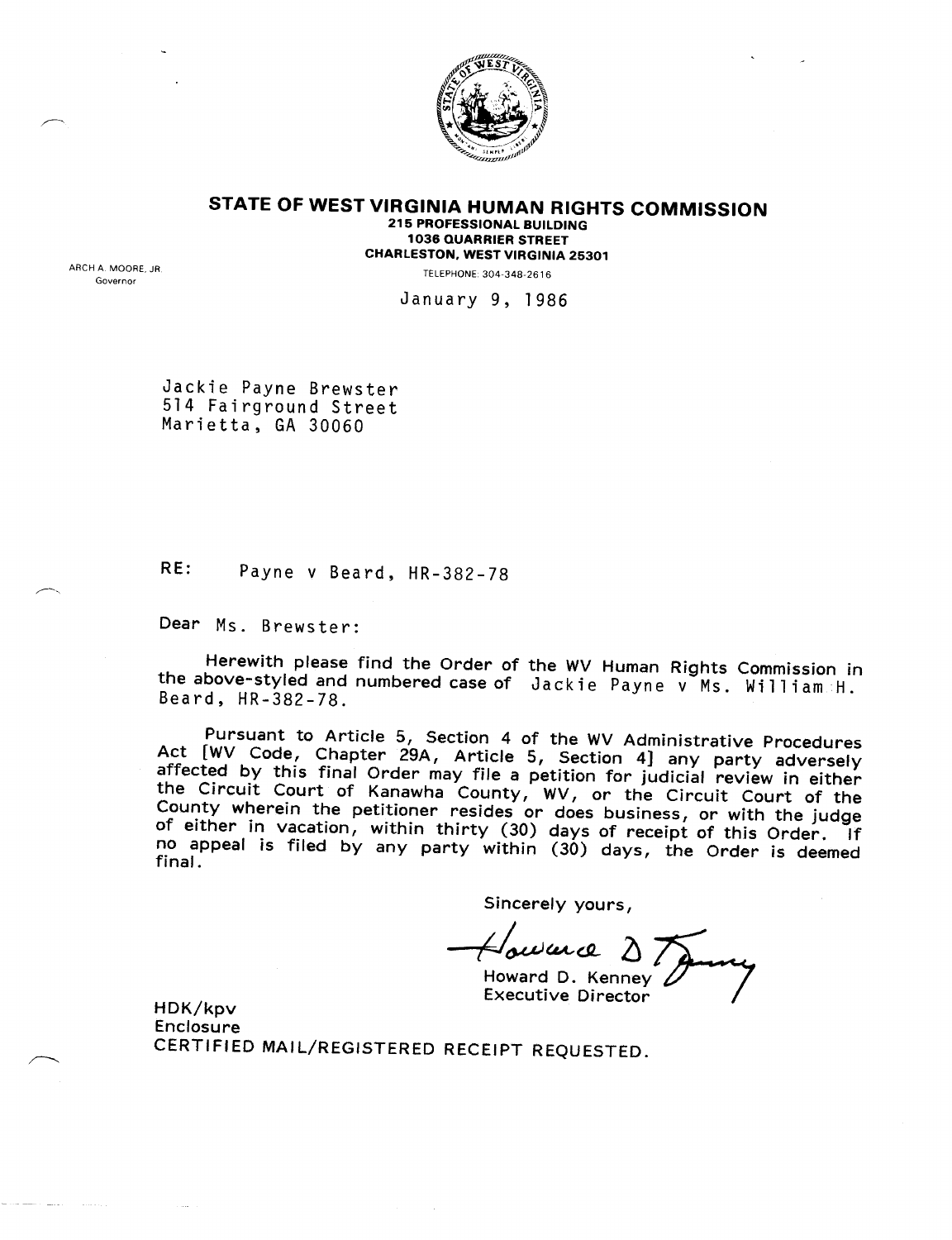# STATE OF WEST VIRGINIA HUMAN RIGHTS COMMISSION

**215 PROFESSIONAL BUILDING**
**1036 QUARRIER STREET**
**CHARLESTON, WEST VIRGINIA 25301**

TELEPHONE: 304-348-2616

ARCH A. MOORE, JR.
Governor

January 9, 1986

Jackie Payne Brewster
514 Fairground Street
Marietta, GA 30060

RE: Payne v Beard, HR-382-78

Dear Ms. Brewster:

Herewith please find the Order of the WV Human Rights Commission in the above-styled and numbered case of Jackie Payne v Ms. William H. Beard, HR-382-78.

Pursuant to Article 5, Section 4 of the WV Administrative Procedures Act [WV Code, Chapter 29A, Article 5, Section 4] any party adversely affected by this final Order may file a petition for judicial review in either the Circuit Court of Kanawha County, WV, or the Circuit Court of the County wherein the petitioner resides or does business, or with the judge of either in vacation, within thirty (30) days of receipt of this Order. If no appeal is filed by any party within (30) days, the Order is deemed final.

Sincerely yours,

Howard D. Kenney
Executive Director

HDK/kpv
Enclosure
CERTIFIED MAIL/REGISTERED RECEIPT REQUESTED.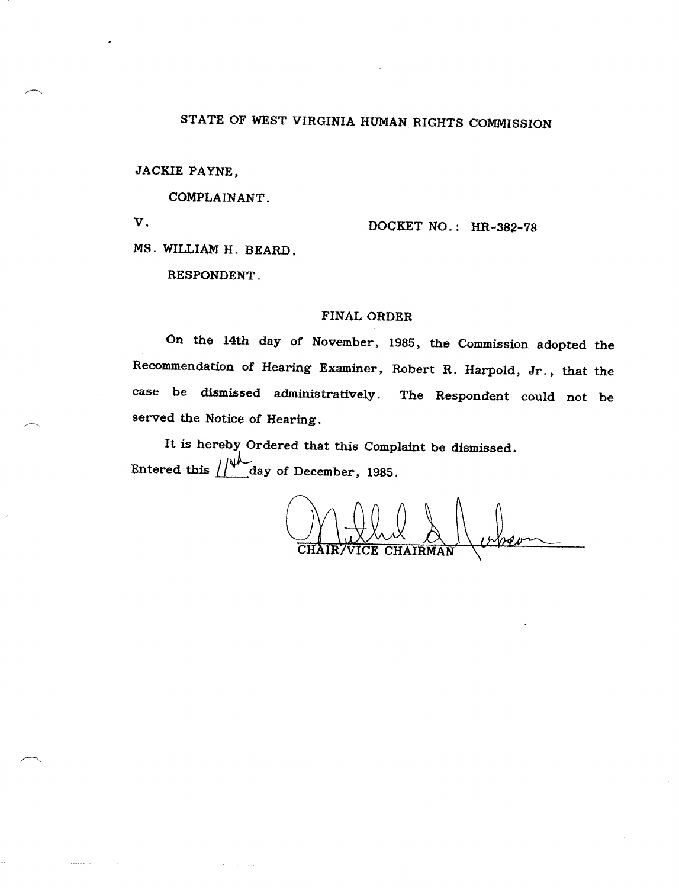STATE OF WEST VIRGINIA HUMAN RIGHTS COMMISSION

JACKIE PAYNE,

COMPLAINANT.

V. DOCKET NO.: HR-382-78

MS. WILLIAM H. BEARD,

RESPONDENT.

FINAL ORDER

On the 14th day of November, 1985, the Commission adopted the Recommendation of Hearing Examiner, Robert R. Harpold, Jr., that the case be dismissed administratively. The Respondent could not be served the Notice of Hearing.

It is hereby Ordered that this Complaint be dismissed.

Entered this 11th day of December, 1985.

CHAIR/VICE CHAIRMAN